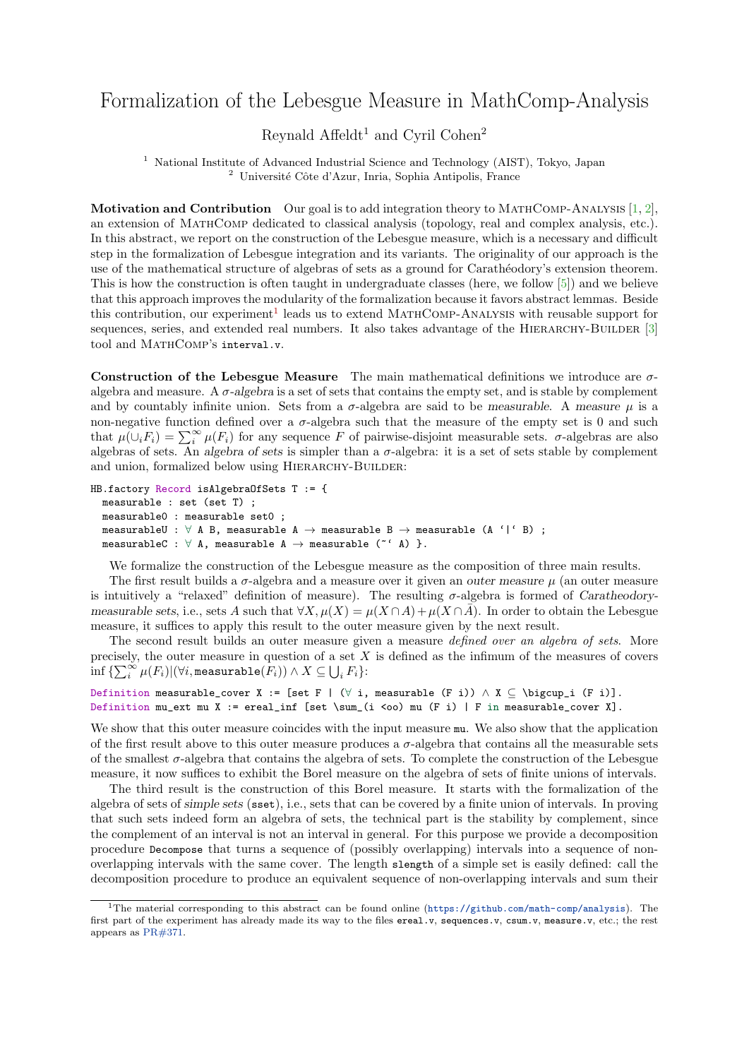# Formalization of the Lebesgue Measure in MathComp-Analysis

Reynald Affeldt[1] and Cyril Cohen[2]

[1] National Institute of Advanced Industrial Science and Technology (AIST), Tokyo, Japan
[2] Université Côte d'Azur, Inria, Sophia Antipolis, France

**Motivation and Contribution** Our goal is to add integration theory to MathComp-Analysis [1, 2], an extension of MathComp dedicated to classical analysis (topology, real and complex analysis, etc.). In this abstract, we report on the construction of the Lebesgue measure, which is a necessary and difficult step in the formalization of Lebesgue integration and its variants. The originality of our approach is the use of the mathematical structure of algebras of sets as a ground for Carathéodory's extension theorem. This is how the construction is often taught in undergraduate classes (here, we follow [5]) and we believe that this approach improves the modularity of the formalization because it favors abstract lemmas. Beside this contribution, our experiment[1] leads us to extend MathComp-Analysis with reusable support for sequences, series, and extended real numbers. It also takes advantage of the Hierarchy-Builder [3] tool and MathComp's `interval.v`.

**Construction of the Lebesgue Measure** The main mathematical definitions we introduce are $\sigma$-algebra and measure. A *$\sigma$-algebra* is a set of sets that contains the empty set, and is stable by complement and by countably infinite union. Sets from a $\sigma$-algebra are said to be *measurable*. A *measure* $\mu$ is a non-negative function defined over a $\sigma$-algebra such that the measure of the empty set is 0 and such that $\mu(\cup_i F_i) = \sum_i^\infty \mu(F_i)$ for any sequence $F$ of pairwise-disjoint measurable sets. $\sigma$-algebras are also algebras of sets. An *algebra of sets* is simpler than a $\sigma$-algebra: it is a set of sets stable by complement and union, formalized below using Hierarchy-Builder:

```
HB.factory Record isAlgebraOfSets T := {
  measurable : set (set T) ;
  measurable0 : measurable set0 ;
  measurableU : ∀ A B, measurable A → measurable B → measurable (A `|` B) ;
  measurableC : ∀ A, measurable A → measurable (~` A) }.
```

We formalize the construction of the Lebesgue measure as the composition of three main results.

The first result builds a $\sigma$-algebra and a measure over it given an *outer measure* $\mu$ (an outer measure is intuitively a "relaxed" definition of measure). The resulting $\sigma$-algebra is formed of *Caratheodory-measurable sets*, i.e., sets $A$ such that $\forall X, \mu(X) = \mu(X \cap A) + \mu(X \cap \bar{A})$. In order to obtain the Lebesgue measure, it suffices to apply this result to the outer measure given by the next result.

The second result builds an outer measure given a measure *defined over an algebra of sets*. More precisely, the outer measure in question of a set $X$ is defined as the infimum of the measures of covers $\inf \{\sum_i^\infty \mu(F_i) | (\forall i, \texttt{measurable}(F_i)) \wedge X \subseteq \bigcup_i F_i\}$:

```
Definition measurable_cover X := [set F | (∀ i, measurable (F i)) ∧ X ⊆ \bigcup_i (F i)].
Definition mu_ext mu X := ereal_inf [set \sum_(i <oo) mu (F i) | F in measurable_cover X].
```

We show that this outer measure coincides with the input measure `mu`. We also show that the application of the first result above to this outer measure produces a $\sigma$-algebra that contains all the measurable sets of the smallest $\sigma$-algebra that contains the algebra of sets. To complete the construction of the Lebesgue measure, it now suffices to exhibit the Borel measure on the algebra of sets of finite unions of intervals.

The third result is the construction of this Borel measure. It starts with the formalization of the algebra of sets of *simple sets* (`sset`), i.e., sets that can be covered by a finite union of intervals. In proving that such sets indeed form an algebra of sets, the technical part is the stability by complement, since the complement of an interval is not an interval in general. For this purpose we provide a decomposition procedure `Decompose` that turns a sequence of (possibly overlapping) intervals into a sequence of non-overlapping intervals with the same cover. The length `slength` of a simple set is easily defined: call the decomposition procedure to produce an equivalent sequence of non-overlapping intervals and sum their

---

[1] The material corresponding to this abstract can be found online (https://github.com/math-comp/analysis). The first part of the experiment has already made its way to the files `ereal.v`, `sequences.v`, `csum.v`, `measure.v`, etc.; the rest appears as PR#371.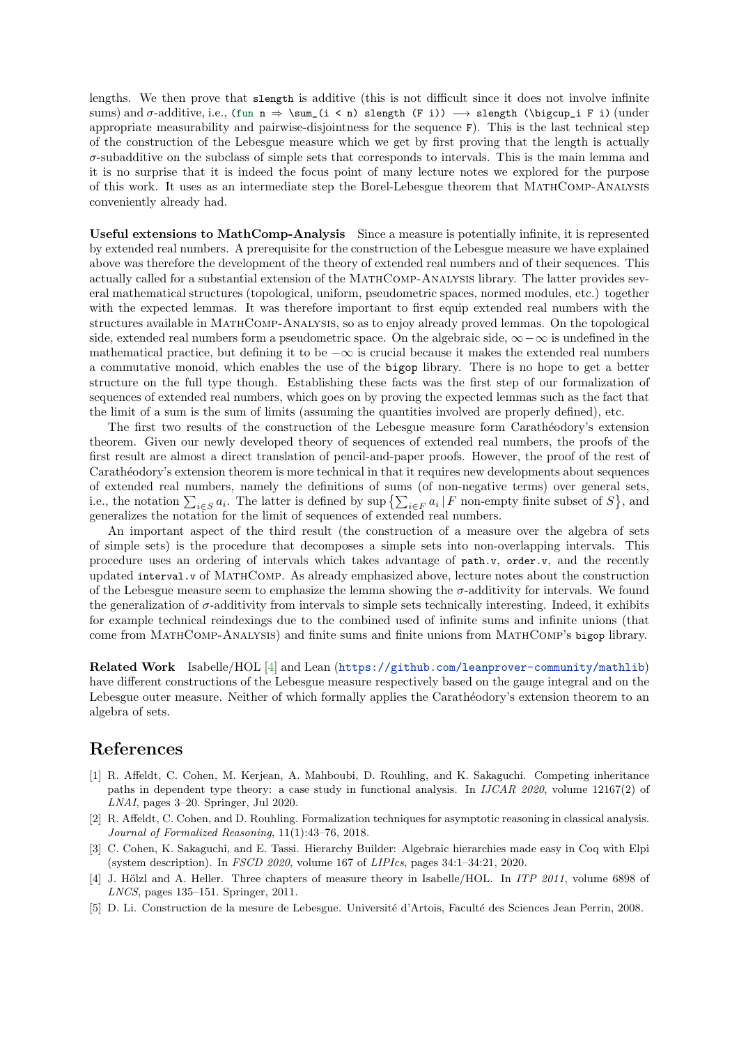lengths. We then prove that `slength` is additive (this is not difficult since it does not involve infinite sums) and $\sigma$-additive, i.e., `(fun n => \sum_(i < n) slength (F i))` $\longrightarrow$ `slength (\bigcup_i F i)` (under appropriate measurability and pairwise-disjointness for the sequence `F`). This is the last technical step of the construction of the Lebesgue measure which we get by first proving that the length is actually $\sigma$-subadditive on the subclass of simple sets that corresponds to intervals. This is the main lemma and it is no surprise that it is indeed the focus point of many lecture notes we explored for the purpose of this work. It uses as an intermediate step the Borel-Lebesgue theorem that MathComp-Analysis conveniently already had.

**Useful extensions to MathComp-Analysis** Since a measure is potentially infinite, it is represented by extended real numbers. A prerequisite for the construction of the Lebesgue measure we have explained above was therefore the development of the theory of extended real numbers and of their sequences. This actually called for a substantial extension of the MathComp-Analysis library. The latter provides several mathematical structures (topological, uniform, pseudometric spaces, normed modules, etc.) together with the expected lemmas. It was therefore important to first equip extended real numbers with the structures available in MathComp-Analysis, so as to enjoy already proved lemmas. On the topological side, extended real numbers form a pseudometric space. On the algebraic side, $\infty - \infty$ is undefined in the mathematical practice, but defining it to be $-\infty$ is crucial because it makes the extended real numbers a commutative monoid, which enables the use of the `bigop` library. There is no hope to get a better structure on the full type though. Establishing these facts was the first step of our formalization of sequences of extended real numbers, which goes on by proving the expected lemmas such as the fact that the limit of a sum is the sum of limits (assuming the quantities involved are properly defined), etc.

The first two results of the construction of the Lebesgue measure form Carathéodory's extension theorem. Given our newly developed theory of sequences of extended real numbers, the proofs of the first result are almost a direct translation of pencil-and-paper proofs. However, the proof of the rest of Carathéodory's extension theorem is more technical in that it requires new developments about sequences of extended real numbers, namely the definitions of sums (of non-negative terms) over general sets, i.e., the notation $\sum_{i \in S} a_i$. The latter is defined by $\sup \left\{ \sum_{i \in F} a_i \,|\, F \text{ non-empty finite subset of } S \right\}$, and generalizes the notation for the limit of sequences of extended real numbers.

An important aspect of the third result (the construction of a measure over the algebra of sets of simple sets) is the procedure that decomposes a simple sets into non-overlapping intervals. This procedure uses an ordering of intervals which takes advantage of `path.v`, `order.v`, and the recently updated `interval.v` of MathComp. As already emphasized above, lecture notes about the construction of the Lebesgue measure seem to emphasize the lemma showing the $\sigma$-additivity for intervals. We found the generalization of $\sigma$-additivity from intervals to simple sets technically interesting. Indeed, it exhibits for example technical reindexings due to the combined used of infinite sums and infinite unions (that come from MathComp-Analysis) and finite sums and finite unions from MathComp's `bigop` library.

**Related Work** Isabelle/HOL [4] and Lean (https://github.com/leanprover-community/mathlib) have different constructions of the Lebesgue measure respectively based on the gauge integral and on the Lebesgue outer measure. Neither of which formally applies the Carathéodory's extension theorem to an algebra of sets.

## References

[1] R. Affeldt, C. Cohen, M. Kerjean, A. Mahboubi, D. Rouhling, and K. Sakaguchi. Competing inheritance paths in dependent type theory: a case study in functional analysis. In *IJCAR 2020*, volume 12167(2) of *LNAI*, pages 3–20. Springer, Jul 2020.

[2] R. Affeldt, C. Cohen, and D. Rouhling. Formalization techniques for asymptotic reasoning in classical analysis. *Journal of Formalized Reasoning*, 11(1):43–76, 2018.

[3] C. Cohen, K. Sakaguchi, and E. Tassi. Hierarchy Builder: Algebraic hierarchies made easy in Coq with Elpi (system description). In *FSCD 2020*, volume 167 of *LIPIcs*, pages 34:1–34:21, 2020.

[4] J. Hölzl and A. Heller. Three chapters of measure theory in Isabelle/HOL. In *ITP 2011*, volume 6898 of *LNCS*, pages 135–151. Springer, 2011.

[5] D. Li. Construction de la mesure de Lebesgue. Université d'Artois, Faculté des Sciences Jean Perrin, 2008.